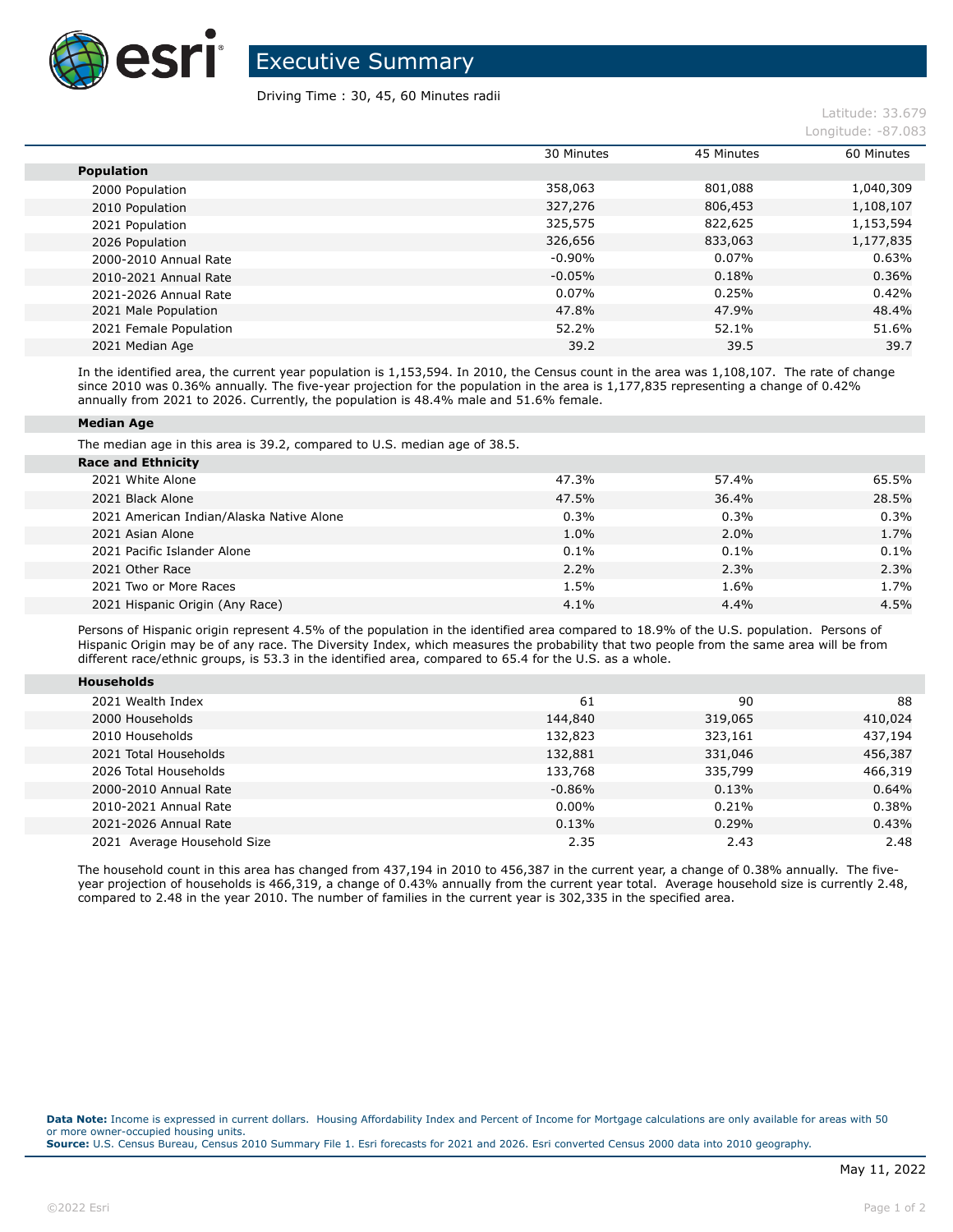# Executive Summary

Driving Time : 30, 45, 60 Minutes radii

Latitude: 33.679
Longitude: -87.083

| | 30 Minutes | 45 Minutes | 60 Minutes |
|---|---|---|---|
| **Population** | | | |
| 2000 Population | 358,063 | 801,088 | 1,040,309 |
| 2010 Population | 327,276 | 806,453 | 1,108,107 |
| 2021 Population | 325,575 | 822,625 | 1,153,594 |
| 2026 Population | 326,656 | 833,063 | 1,177,835 |
| 2000-2010 Annual Rate | -0.90% | 0.07% | 0.63% |
| 2010-2021 Annual Rate | -0.05% | 0.18% | 0.36% |
| 2021-2026 Annual Rate | 0.07% | 0.25% | 0.42% |
| 2021 Male Population | 47.8% | 47.9% | 48.4% |
| 2021 Female Population | 52.2% | 52.1% | 51.6% |
| 2021 Median Age | 39.2 | 39.5 | 39.7 |

In the identified area, the current year population is 1,153,594. In 2010, the Census count in the area was 1,108,107. The rate of change since 2010 was 0.36% annually. The five-year projection for the population in the area is 1,177,835 representing a change of 0.42% annually from 2021 to 2026. Currently, the population is 48.4% male and 51.6% female.

**Median Age**

The median age in this area is 39.2, compared to U.S. median age of 38.5.

| | 30 Minutes | 45 Minutes | 60 Minutes |
|---|---|---|---|
| **Race and Ethnicity** | | | |
| 2021 White Alone | 47.3% | 57.4% | 65.5% |
| 2021 Black Alone | 47.5% | 36.4% | 28.5% |
| 2021 American Indian/Alaska Native Alone | 0.3% | 0.3% | 0.3% |
| 2021 Asian Alone | 1.0% | 2.0% | 1.7% |
| 2021 Pacific Islander Alone | 0.1% | 0.1% | 0.1% |
| 2021 Other Race | 2.2% | 2.3% | 2.3% |
| 2021 Two or More Races | 1.5% | 1.6% | 1.7% |
| 2021 Hispanic Origin (Any Race) | 4.1% | 4.4% | 4.5% |

Persons of Hispanic origin represent 4.5% of the population in the identified area compared to 18.9% of the U.S. population. Persons of Hispanic Origin may be of any race. The Diversity Index, which measures the probability that two people from the same area will be from different race/ethnic groups, is 53.3 in the identified area, compared to 65.4 for the U.S. as a whole.

| | 30 Minutes | 45 Minutes | 60 Minutes |
|---|---|---|---|
| **Households** | | | |
| 2021 Wealth Index | 61 | 90 | 88 |
| 2000 Households | 144,840 | 319,065 | 410,024 |
| 2010 Households | 132,823 | 323,161 | 437,194 |
| 2021 Total Households | 132,881 | 331,046 | 456,387 |
| 2026 Total Households | 133,768 | 335,799 | 466,319 |
| 2000-2010 Annual Rate | -0.86% | 0.13% | 0.64% |
| 2010-2021 Annual Rate | 0.00% | 0.21% | 0.38% |
| 2021-2026 Annual Rate | 0.13% | 0.29% | 0.43% |
| 2021 Average Household Size | 2.35 | 2.43 | 2.48 |

The household count in this area has changed from 437,194 in 2010 to 456,387 in the current year, a change of 0.38% annually. The five-year projection of households is 466,319, a change of 0.43% annually from the current year total. Average household size is currently 2.48, compared to 2.48 in the year 2010. The number of families in the current year is 302,335 in the specified area.

**Data Note:** Income is expressed in current dollars. Housing Affordability Index and Percent of Income for Mortgage calculations are only available for areas with 50 or more owner-occupied housing units.
**Source:** U.S. Census Bureau, Census 2010 Summary File 1. Esri forecasts for 2021 and 2026. Esri converted Census 2000 data into 2010 geography.

May 11, 2022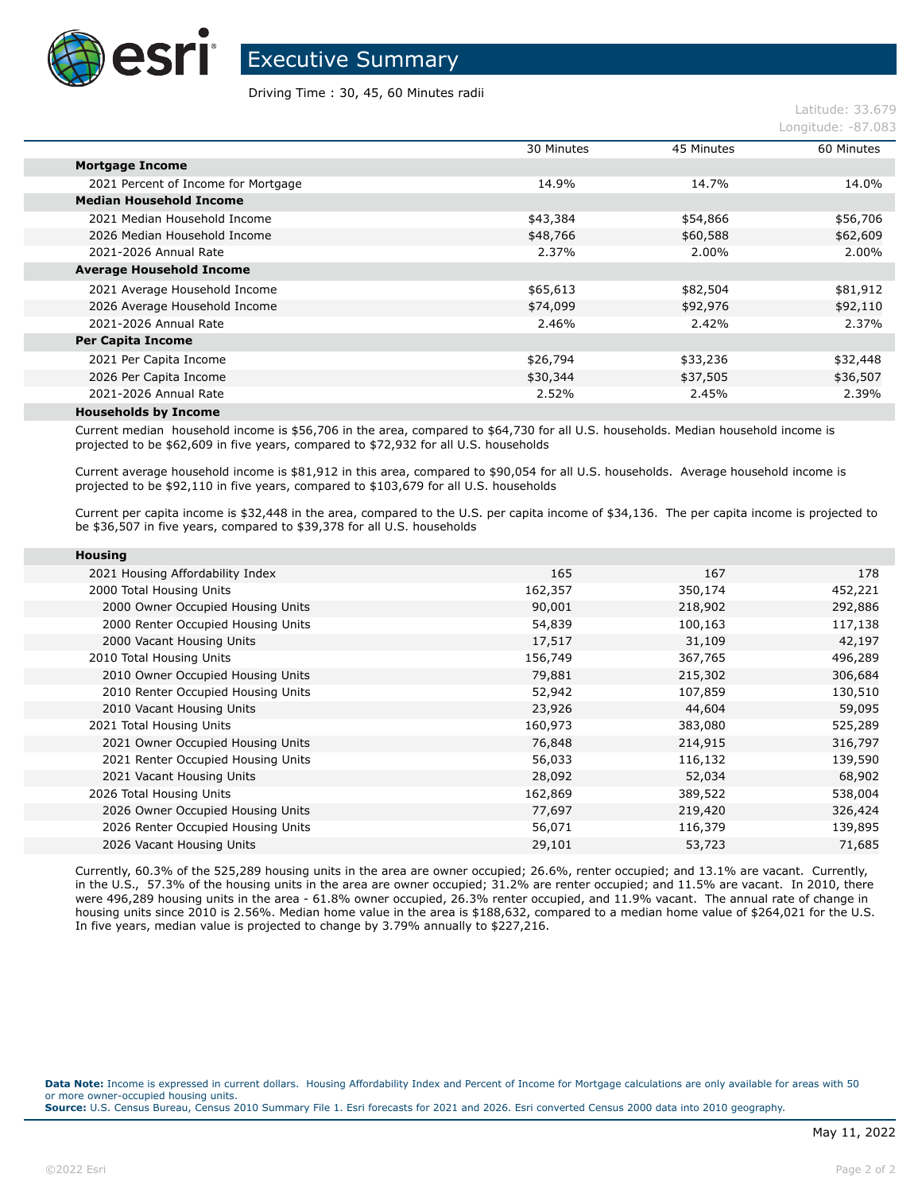# Executive Summary

Driving Time : 30, 45, 60 Minutes radii

Latitude: 33.679
Longitude: -87.083

| | 30 Minutes | 45 Minutes | 60 Minutes |
|---|---|---|---|
| **Mortgage Income** | | | |
| 2021 Percent of Income for Mortgage | 14.9% | 14.7% | 14.0% |
| **Median Household Income** | | | |
| 2021 Median Household Income | $43,384 | $54,866 | $56,706 |
| 2026 Median Household Income | $48,766 | $60,588 | $62,609 |
| 2021-2026 Annual Rate | 2.37% | 2.00% | 2.00% |
| **Average Household Income** | | | |
| 2021 Average Household Income | $65,613 | $82,504 | $81,912 |
| 2026 Average Household Income | $74,099 | $92,976 | $92,110 |
| 2021-2026 Annual Rate | 2.46% | 2.42% | 2.37% |
| **Per Capita Income** | | | |
| 2021 Per Capita Income | $26,794 | $33,236 | $32,448 |
| 2026 Per Capita Income | $30,344 | $37,505 | $36,507 |
| 2021-2026 Annual Rate | 2.52% | 2.45% | 2.39% |
| **Households by Income** | | | |

Current median household income is $56,706 in the area, compared to $64,730 for all U.S. households. Median household income is projected to be $62,609 in five years, compared to $72,932 for all U.S. households

Current average household income is $81,912 in this area, compared to $90,054 for all U.S. households. Average household income is projected to be $92,110 in five years, compared to $103,679 for all U.S. households

Current per capita income is $32,448 in the area, compared to the U.S. per capita income of $34,136. The per capita income is projected to be $36,507 in five years, compared to $39,378 for all U.S. households

| | 30 Minutes | 45 Minutes | 60 Minutes |
|---|---|---|---|
| **Housing** | | | |
| 2021 Housing Affordability Index | 165 | 167 | 178 |
| 2000 Total Housing Units | 162,357 | 350,174 | 452,221 |
| 2000 Owner Occupied Housing Units | 90,001 | 218,902 | 292,886 |
| 2000 Renter Occupied Housing Units | 54,839 | 100,163 | 117,138 |
| 2000 Vacant Housing Units | 17,517 | 31,109 | 42,197 |
| 2010 Total Housing Units | 156,749 | 367,765 | 496,289 |
| 2010 Owner Occupied Housing Units | 79,881 | 215,302 | 306,684 |
| 2010 Renter Occupied Housing Units | 52,942 | 107,859 | 130,510 |
| 2010 Vacant Housing Units | 23,926 | 44,604 | 59,095 |
| 2021 Total Housing Units | 160,973 | 383,080 | 525,289 |
| 2021 Owner Occupied Housing Units | 76,848 | 214,915 | 316,797 |
| 2021 Renter Occupied Housing Units | 56,033 | 116,132 | 139,590 |
| 2021 Vacant Housing Units | 28,092 | 52,034 | 68,902 |
| 2026 Total Housing Units | 162,869 | 389,522 | 538,004 |
| 2026 Owner Occupied Housing Units | 77,697 | 219,420 | 326,424 |
| 2026 Renter Occupied Housing Units | 56,071 | 116,379 | 139,895 |
| 2026 Vacant Housing Units | 29,101 | 53,723 | 71,685 |

Currently, 60.3% of the 525,289 housing units in the area are owner occupied; 26.6%, renter occupied; and 13.1% are vacant. Currently, in the U.S., 57.3% of the housing units in the area are owner occupied; 31.2% are renter occupied; and 11.5% are vacant. In 2010, there were 496,289 housing units in the area - 61.8% owner occupied, 26.3% renter occupied, and 11.9% vacant. The annual rate of change in housing units since 2010 is 2.56%. Median home value in the area is $188,632, compared to a median home value of $264,021 for the U.S. In five years, median value is projected to change by 3.79% annually to $227,216.

**Data Note:** Income is expressed in current dollars. Housing Affordability Index and Percent of Income for Mortgage calculations are only available for areas with 50 or more owner-occupied housing units.
**Source:** U.S. Census Bureau, Census 2010 Summary File 1. Esri forecasts for 2021 and 2026. Esri converted Census 2000 data into 2010 geography.

May 11, 2022